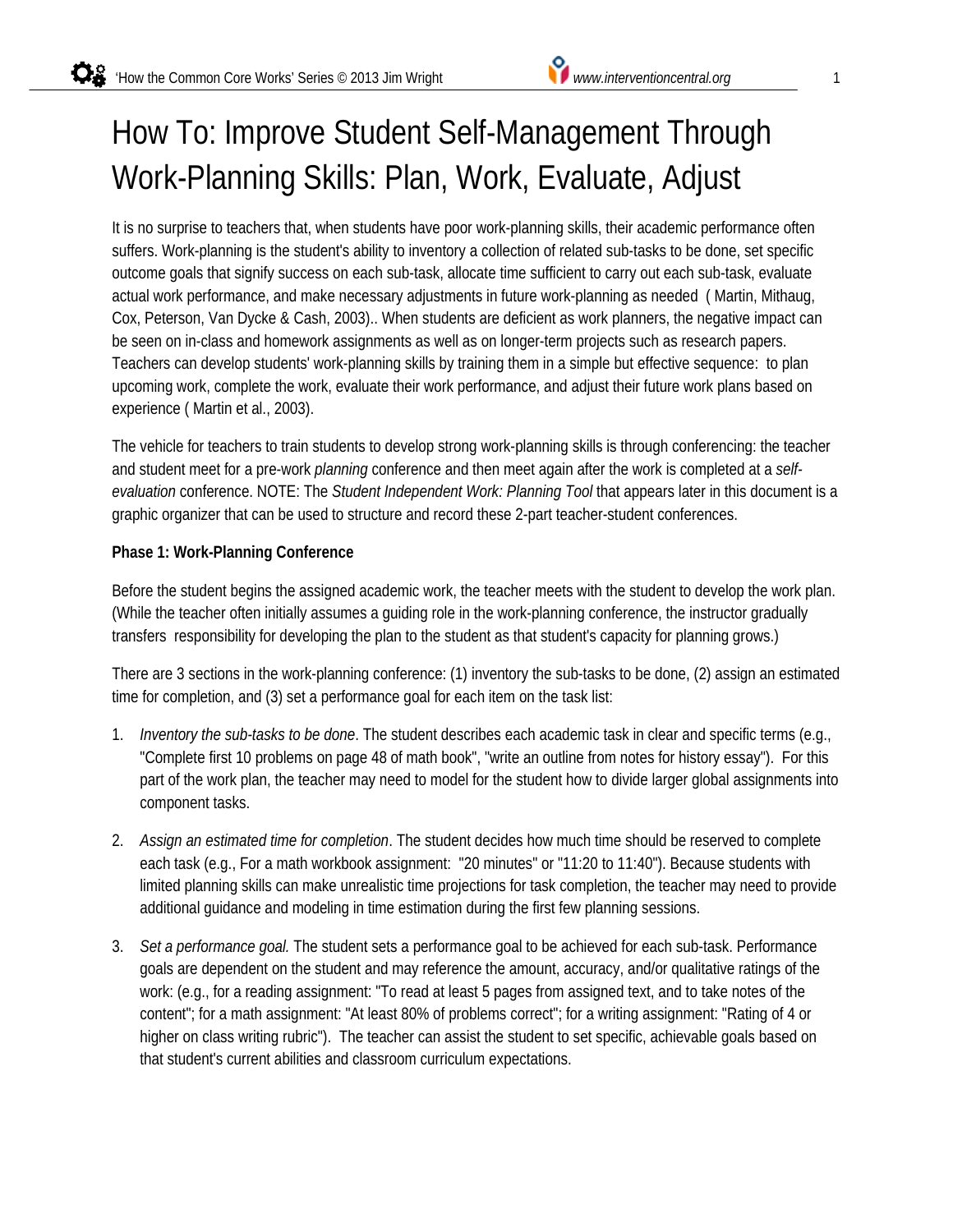# How To: Improve Student Self-Management Through Work-Planning Skills: Plan, Work, Evaluate, Adjust

It is no surprise to teachers that, when students have poor work-planning skills, their academic performance often suffers. Work-planning is the student's ability to inventory a collection of related sub-tasks to be done, set specific outcome goals that signify success on each sub-task, allocate time sufficient to carry out each sub-task, evaluate actual work performance, and make necessary adjustments in future work-planning as needed ( Martin, Mithaug, Cox, Peterson, Van Dycke & Cash, 2003).. When students are deficient as work planners, the negative impact can be seen on in-class and homework assignments as well as on longer-term projects such as research papers. Teachers can develop students' work-planning skills by training them in a simple but effective sequence: to plan upcoming work, complete the work, evaluate their work performance, and adjust their future work plans based on experience ( Martin et al., 2003).

The vehicle for teachers to train students to develop strong work-planning skills is through conferencing: the teacher and student meet for a pre-work *planning* conference and then meet again after the work is completed at a *self-evaluation* conference. NOTE: The *Student Independent Work: Planning Tool* that appears later in this document is a graphic organizer that can be used to structure and record these 2-part teacher-student conferences.

**Phase 1: Work-Planning Conference**

Before the student begins the assigned academic work, the teacher meets with the student to develop the work plan. (While the teacher often initially assumes a guiding role in the work-planning conference, the instructor gradually transfers responsibility for developing the plan to the student as that student's capacity for planning grows.)

There are 3 sections in the work-planning conference: (1) inventory the sub-tasks to be done, (2) assign an estimated time for completion, and (3) set a performance goal for each item on the task list:

1. *Inventory the sub-tasks to be done*. The student describes each academic task in clear and specific terms (e.g., "Complete first 10 problems on page 48 of math book", "write an outline from notes for history essay"). For this part of the work plan, the teacher may need to model for the student how to divide larger global assignments into component tasks.

2. *Assign an estimated time for completion*. The student decides how much time should be reserved to complete each task (e.g., For a math workbook assignment: "20 minutes" or "11:20 to 11:40"). Because students with limited planning skills can make unrealistic time projections for task completion, the teacher may need to provide additional guidance and modeling in time estimation during the first few planning sessions.

3. *Set a performance goal.* The student sets a performance goal to be achieved for each sub-task. Performance goals are dependent on the student and may reference the amount, accuracy, and/or qualitative ratings of the work: (e.g., for a reading assignment: "To read at least 5 pages from assigned text, and to take notes of the content"; for a math assignment: "At least 80% of problems correct"; for a writing assignment: "Rating of 4 or higher on class writing rubric"). The teacher can assist the student to set specific, achievable goals based on that student's current abilities and classroom curriculum expectations.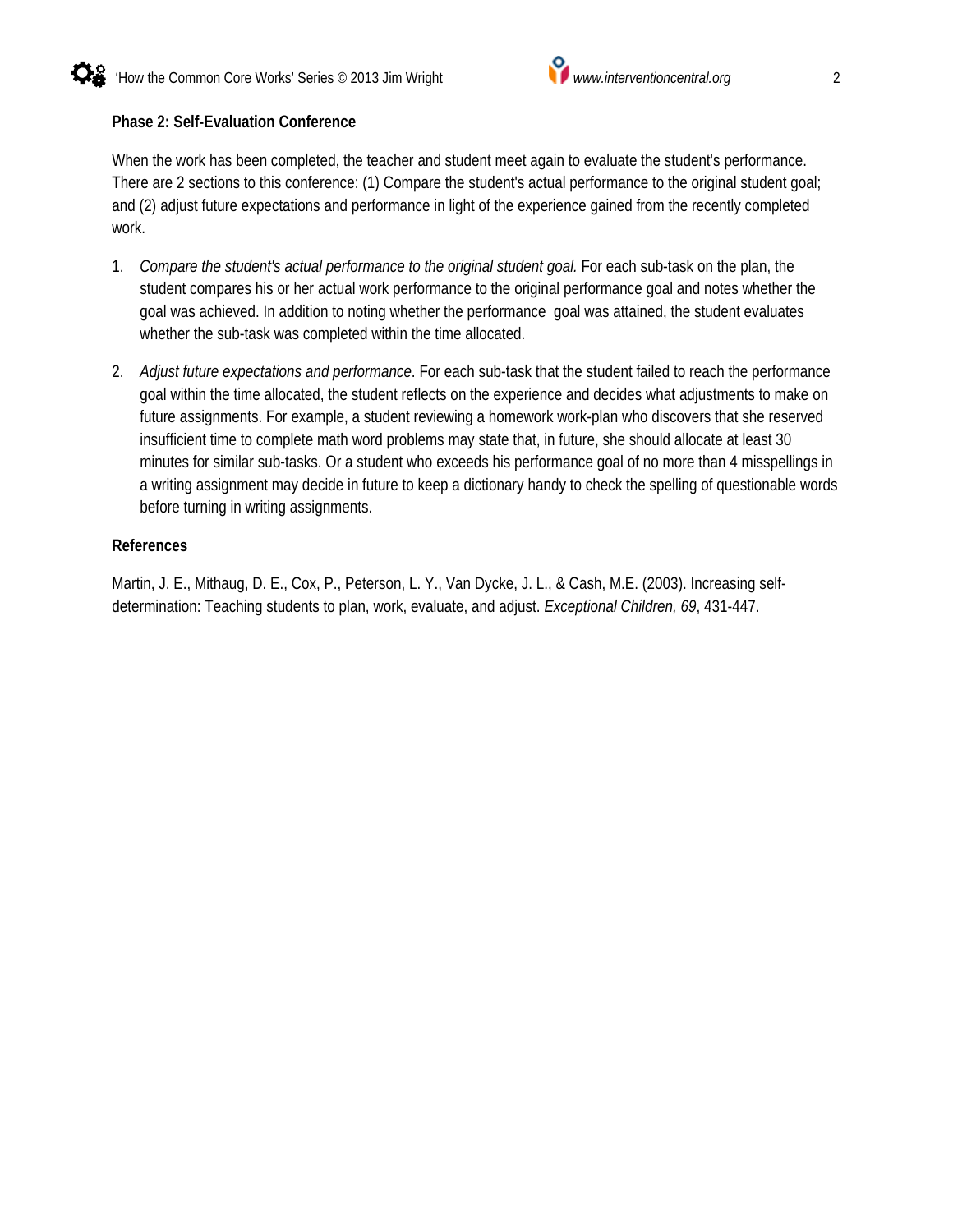**Phase 2: Self-Evaluation Conference**

When the work has been completed, the teacher and student meet again to evaluate the student's performance. There are 2 sections to this conference: (1) Compare the student's actual performance to the original student goal; and (2) adjust future expectations and performance in light of the experience gained from the recently completed work.

1. *Compare the student's actual performance to the original student goal.* For each sub-task on the plan, the student compares his or her actual work performance to the original performance goal and notes whether the goal was achieved. In addition to noting whether the performance goal was attained, the student evaluates whether the sub-task was completed within the time allocated.

2. *Adjust future expectations and performance*. For each sub-task that the student failed to reach the performance goal within the time allocated, the student reflects on the experience and decides what adjustments to make on future assignments. For example, a student reviewing a homework work-plan who discovers that she reserved insufficient time to complete math word problems may state that, in future, she should allocate at least 30 minutes for similar sub-tasks. Or a student who exceeds his performance goal of no more than 4 misspellings in a writing assignment may decide in future to keep a dictionary handy to check the spelling of questionable words before turning in writing assignments.

**References**

Martin, J. E., Mithaug, D. E., Cox, P., Peterson, L. Y., Van Dycke, J. L., & Cash, M.E. (2003). Increasing self-determination: Teaching students to plan, work, evaluate, and adjust. *Exceptional Children, 69*, 431-447.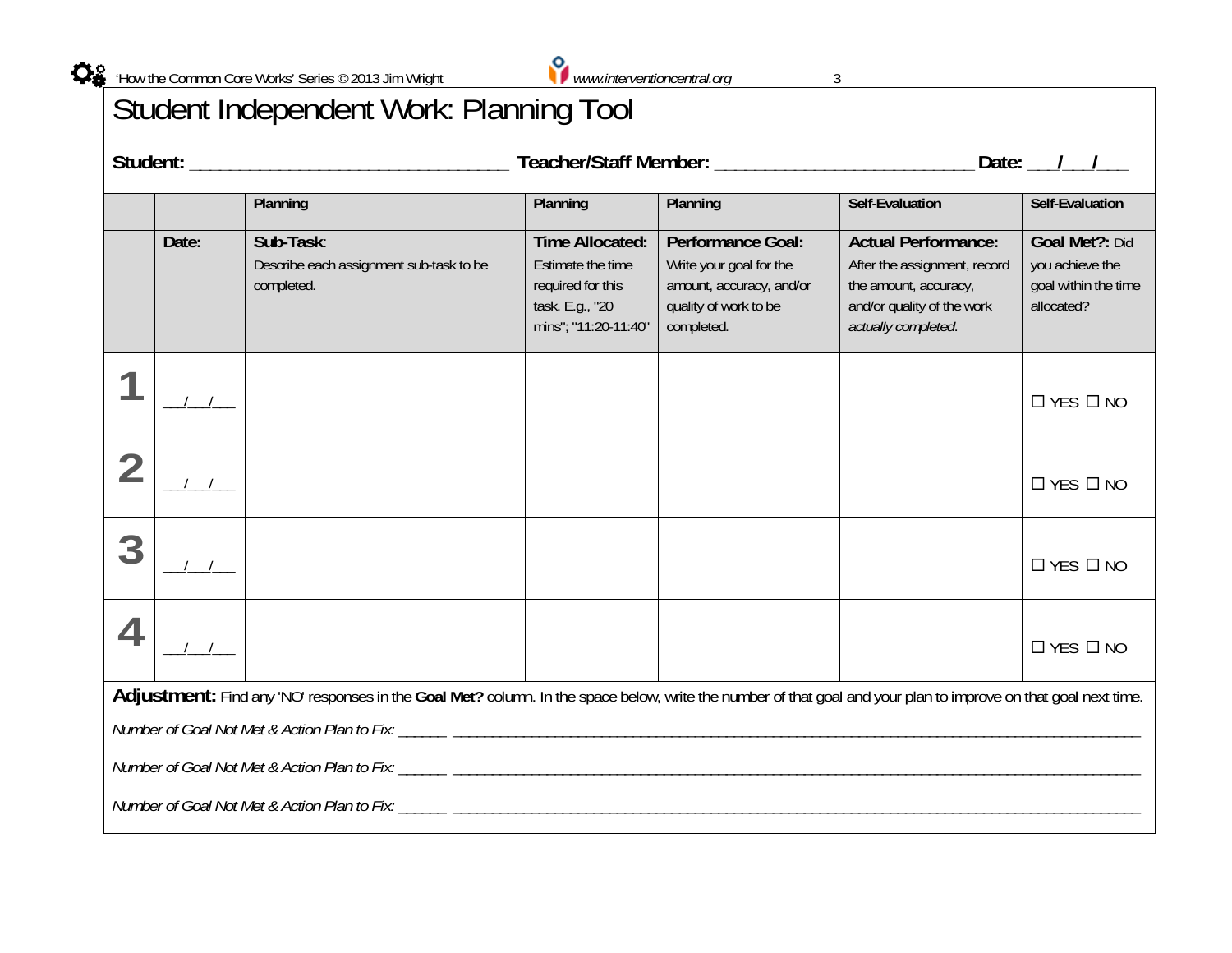# Student Independent Work: Planning Tool

**Student:** ________________________________ **Teacher/Staff Member:** __________________________ **Date:** ___/___/___

| | | Planning | Planning | Planning | Self-Evaluation | Self-Evaluation |
|---|---|---|---|---|---|---|
| | **Date:** | **Sub-Task**: Describe each assignment sub-task to be completed. | **Time Allocated:** Estimate the time required for this task. E.g., "20 mins"; "11:20-11:40" | **Performance Goal:** Write your goal for the amount, accuracy, and/or quality of work to be completed. | **Actual Performance:** After the assignment, record the amount, accuracy, and/or quality of the work *actually completed*. | **Goal Met?:** Did you achieve the goal within the time allocated? |
| **1** | ___/___/___ | | | | | ☐ YES ☐ NO |
| **2** | ___/___/___ | | | | | ☐ YES ☐ NO |
| **3** | ___/___/___ | | | | | ☐ YES ☐ NO |
| **4** | ___/___/___ | | | | | ☐ YES ☐ NO |

**Adjustment:** Find any 'NO' responses in the **Goal Met?** column. In the space below, write the number of that goal and your plan to improve on that goal next time.

*Number of Goal Not Met & Action Plan to Fix:* ______ ________________________________________________________________________________________

*Number of Goal Not Met & Action Plan to Fix:* ______ ________________________________________________________________________________________

*Number of Goal Not Met & Action Plan to Fix:* ______ ________________________________________________________________________________________